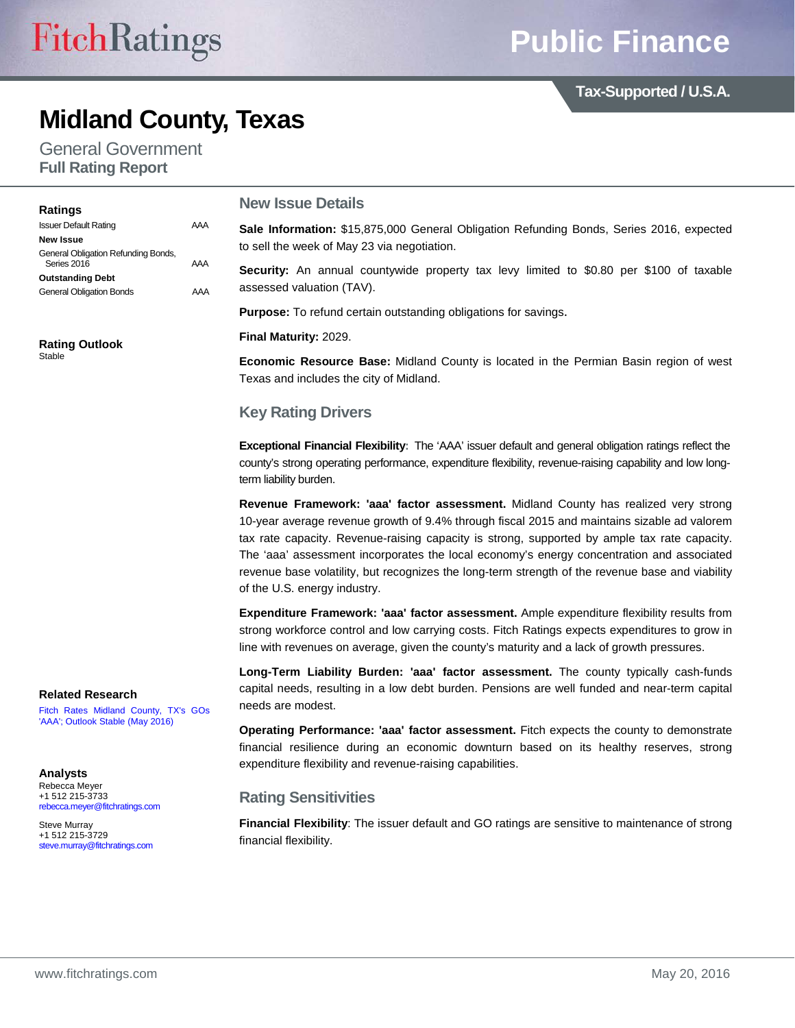# Midland County, Texas

General Government
**Full Rating Report**

## Ratings

| | |
|---|---|
| Issuer Default Rating | AAA |
| **New Issue** | |
| General Obligation Refunding Bonds, Series 2016 | AAA |
| **Outstanding Debt** | |
| General Obligation Bonds | AAA |

### Rating Outlook

Stable

### Related Research

Fitch Rates Midland County, TX's GOs 'AAA'; Outlook Stable (May 2016)

### Analysts

Rebecca Meyer
+1 512 215-3733
rebecca.meyer@fitchratings.com

Steve Murray
+1 512 215-3729
steve.murray@fitchratings.com

## New Issue Details

**Sale Information:** $15,875,000 General Obligation Refunding Bonds, Series 2016, expected to sell the week of May 23 via negotiation.

**Security:** An annual countywide property tax levy limited to $0.80 per $100 of taxable assessed valuation (TAV).

**Purpose:** To refund certain outstanding obligations for savings.

**Final Maturity:** 2029.

**Economic Resource Base:** Midland County is located in the Permian Basin region of west Texas and includes the city of Midland.

## Key Rating Drivers

**Exceptional Financial Flexibility**: The 'AAA' issuer default and general obligation ratings reflect the county's strong operating performance, expenditure flexibility, revenue-raising capability and low long-term liability burden.

**Revenue Framework: 'aaa' factor assessment.** Midland County has realized very strong 10-year average revenue growth of 9.4% through fiscal 2015 and maintains sizable ad valorem tax rate capacity. Revenue-raising capacity is strong, supported by ample tax rate capacity. The 'aaa' assessment incorporates the local economy's energy concentration and associated revenue base volatility, but recognizes the long-term strength of the revenue base and viability of the U.S. energy industry.

**Expenditure Framework: 'aaa' factor assessment.** Ample expenditure flexibility results from strong workforce control and low carrying costs. Fitch Ratings expects expenditures to grow in line with revenues on average, given the county's maturity and a lack of growth pressures.

**Long-Term Liability Burden: 'aaa' factor assessment.** The county typically cash-funds capital needs, resulting in a low debt burden. Pensions are well funded and near-term capital needs are modest.

**Operating Performance: 'aaa' factor assessment.** Fitch expects the county to demonstrate financial resilience during an economic downturn based on its healthy reserves, strong expenditure flexibility and revenue-raising capabilities.

## Rating Sensitivities

**Financial Flexibility**: The issuer default and GO ratings are sensitive to maintenance of strong financial flexibility.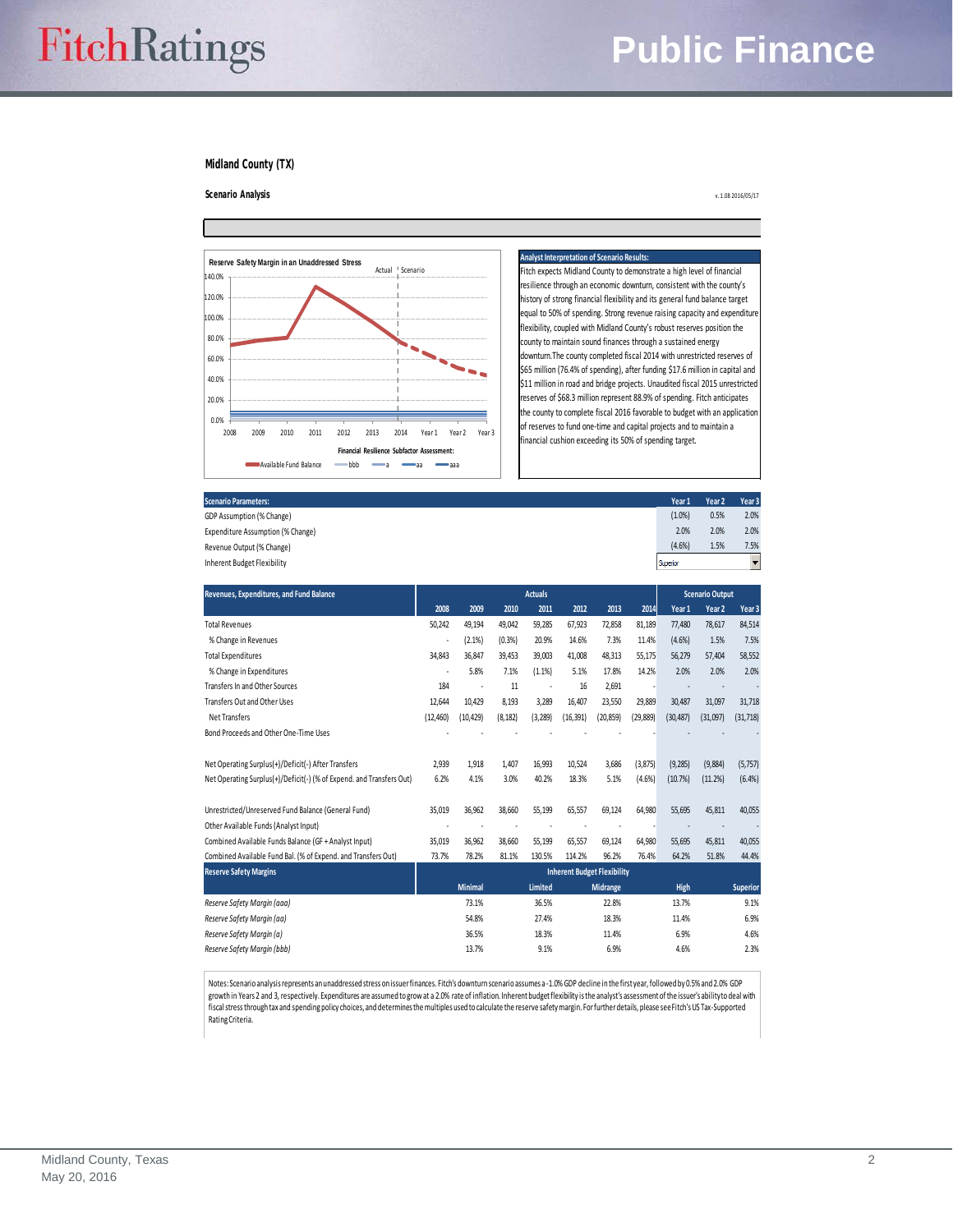**Midland County (TX)**

**Scenario Analysis**

v. 1.08 2016/05/17

Reserve Safety Margin in an Unaddressed Stress

Actual | Scenario

Financial Resilience Subfactor Assessment:

Available Fund Balance — bbb — a — aa — aaa

**Analyst Interpretation of Scenario Results:**

Fitch expects Midland County to demonstrate a high level of financial resilience through an economic downturn, consistent with the county's history of strong financial flexibility and its general fund balance target equal to 50% of spending. Strong revenue raising capacity and expenditure flexibility, coupled with Midland County's robust reserves position the county to maintain sound finances through a sustained energy downturn.The county completed fiscal 2014 with unrestricted reserves of $65 million (76.4% of spending), after funding $17.6 million in capital and $11 million in road and bridge projects. Unaudited fiscal 2015 unrestricted reserves of $68.3 million represent 88.9% of spending. Fitch anticipates the county to complete fiscal 2016 favorable to budget with an application of reserves to fund one-time and capital projects and to maintain a financial cushion exceeding its 50% of spending target.

| Scenario Parameters: | Year 1 | Year 2 | Year 3 |
|---|---|---|---|
| GDP Assumption (% Change) | (1.0%) | 0.5% | 2.0% |
| Expenditure Assumption (% Change) | 2.0% | 2.0% | 2.0% |
| Revenue Output (% Change) | (4.6%) | 1.5% | 7.5% |
| Inherent Budget Flexibility | Superior | | |

| Revenues, Expenditures, and Fund Balance | Actuals | | | | | | | Scenario Output | | |
|---|---|---|---|---|---|---|---|---|---|---|
| | 2008 | 2009 | 2010 | 2011 | 2012 | 2013 | 2014 | Year 1 | Year 2 | Year 3 |
| Total Revenues | 50,242 | 49,194 | 49,042 | 59,285 | 67,923 | 72,858 | 81,189 | 77,480 | 78,617 | 84,514 |
| % Change in Revenues | - | (2.1%) | (0.3%) | 20.9% | 14.6% | 7.3% | 11.4% | (4.6%) | 1.5% | 7.5% |
| Total Expenditures | 34,843 | 36,847 | 39,453 | 39,003 | 41,008 | 48,313 | 55,175 | 56,279 | 57,404 | 58,552 |
| % Change in Expenditures | - | 5.8% | 7.1% | (1.1%) | 5.1% | 17.8% | 14.2% | 2.0% | 2.0% | 2.0% |
| Transfers In and Other Sources | 184 | - | 11 | - | 16 | 2,691 | - | - | - | - |
| Transfers Out and Other Uses | 12,644 | 10,429 | 8,193 | 3,289 | 16,407 | 23,550 | 29,889 | 30,487 | 31,097 | 31,718 |
| Net Transfers | (12,460) | (10,429) | (8,182) | (3,289) | (16,391) | (20,859) | (29,889) | (30,487) | (31,097) | (31,718) |
| Bond Proceeds and Other One-Time Uses | - | - | - | - | - | - | - | - | - | - |
| | | | | | | | | | | |
| Net Operating Surplus(+)/Deficit(-) After Transfers | 2,939 | 1,918 | 1,407 | 16,993 | 10,524 | 3,686 | (3,875) | (9,285) | (9,884) | (5,757) |
| Net Operating Surplus(+)/Deficit(-) (% of Expend. and Transfers Out) | 6.2% | 4.1% | 3.0% | 40.2% | 18.3% | 5.1% | (4.6%) | (10.7%) | (11.2%) | (6.4%) |
| | | | | | | | | | | |
| Unrestricted/Unreserved Fund Balance (General Fund) | 35,019 | 36,962 | 38,660 | 55,199 | 65,557 | 69,124 | 64,980 | 55,695 | 45,811 | 40,055 |
| Other Available Funds (Analyst Input) | - | - | - | - | - | - | - | - | - | - |
| Combined Available Funds Balance (GF + Analyst Input) | 35,019 | 36,962 | 38,660 | 55,199 | 65,557 | 69,124 | 64,980 | 55,695 | 45,811 | 40,055 |
| Combined Available Fund Bal. (% of Expend. and Transfers Out) | 73.7% | 78.2% | 81.1% | 130.5% | 114.2% | 96.2% | 76.4% | 64.2% | 51.8% | 44.4% |

| Reserve Safety Margins | Inherent Budget Flexibility | | | | |
|---|---|---|---|---|---|
| | Minimal | Limited | Midrange | High | Superior |
| *Reserve Safety Margin (aaa)* | 73.1% | 36.5% | 22.8% | 13.7% | 9.1% |
| *Reserve Safety Margin (aa)* | 54.8% | 27.4% | 18.3% | 11.4% | 6.9% |
| *Reserve Safety Margin (a)* | 36.5% | 18.3% | 11.4% | 6.9% | 4.6% |
| *Reserve Safety Margin (bbb)* | 13.7% | 9.1% | 6.9% | 4.6% | 2.3% |

Notes: Scenario analysis represents an unaddressed stress on issuer finances. Fitch's downturn scenario assumes a -1.0% GDP decline in the first year, followed by 0.5% and 2.0% GDP growth in Years 2 and 3, respectively. Expenditures are assumed to grow at a 2.0% rate of inflation. Inherent budget flexibility is the analyst's assessment of the issuer's ability to deal with fiscal stress through tax and spending policy choices, and determines the multiples used to calculate the reserve safety margin. For further details, please see Fitch's US Tax-Supported Rating Criteria.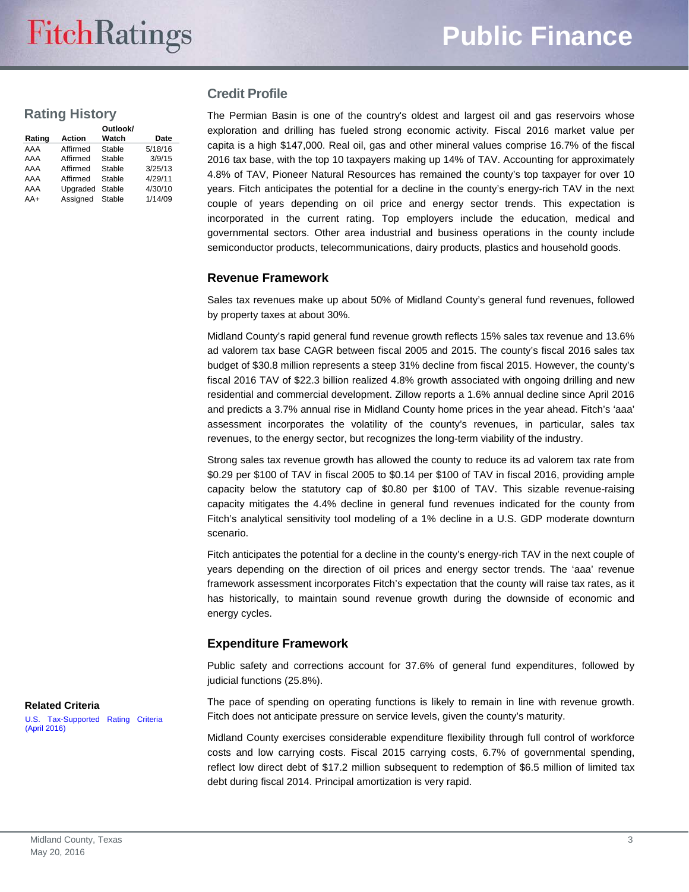## Rating History

| Rating | Action | Outlook/ Watch | Date |
|---|---|---|---|
| AAA | Affirmed | Stable | 5/18/16 |
| AAA | Affirmed | Stable | 3/9/15 |
| AAA | Affirmed | Stable | 3/25/13 |
| AAA | Affirmed | Stable | 4/29/11 |
| AAA | Upgraded | Stable | 4/30/10 |
| AA+ | Assigned | Stable | 1/14/09 |

### Related Criteria

U.S. Tax-Supported Rating Criteria (April 2016)

## Credit Profile

The Permian Basin is one of the country's oldest and largest oil and gas reservoirs whose exploration and drilling has fueled strong economic activity. Fiscal 2016 market value per capita is a high $147,000. Real oil, gas and other mineral values comprise 16.7% of the fiscal 2016 tax base, with the top 10 taxpayers making up 14% of TAV. Accounting for approximately 4.8% of TAV, Pioneer Natural Resources has remained the county's top taxpayer for over 10 years. Fitch anticipates the potential for a decline in the county's energy-rich TAV in the next couple of years depending on oil price and energy sector trends. This expectation is incorporated in the current rating. Top employers include the education, medical and governmental sectors. Other area industrial and business operations in the county include semiconductor products, telecommunications, dairy products, plastics and household goods.

### Revenue Framework

Sales tax revenues make up about 50% of Midland County's general fund revenues, followed by property taxes at about 30%.

Midland County's rapid general fund revenue growth reflects 15% sales tax revenue and 13.6% ad valorem tax base CAGR between fiscal 2005 and 2015. The county's fiscal 2016 sales tax budget of $30.8 million represents a steep 31% decline from fiscal 2015. However, the county's fiscal 2016 TAV of $22.3 billion realized 4.8% growth associated with ongoing drilling and new residential and commercial development. Zillow reports a 1.6% annual decline since April 2016 and predicts a 3.7% annual rise in Midland County home prices in the year ahead. Fitch's 'aaa' assessment incorporates the volatility of the county's revenues, in particular, sales tax revenues, to the energy sector, but recognizes the long-term viability of the industry.

Strong sales tax revenue growth has allowed the county to reduce its ad valorem tax rate from $0.29 per $100 of TAV in fiscal 2005 to $0.14 per $100 of TAV in fiscal 2016, providing ample capacity below the statutory cap of $0.80 per $100 of TAV. This sizable revenue-raising capacity mitigates the 4.4% decline in general fund revenues indicated for the county from Fitch's analytical sensitivity tool modeling of a 1% decline in a U.S. GDP moderate downturn scenario.

Fitch anticipates the potential for a decline in the county's energy-rich TAV in the next couple of years depending on the direction of oil prices and energy sector trends. The 'aaa' revenue framework assessment incorporates Fitch's expectation that the county will raise tax rates, as it has historically, to maintain sound revenue growth during the downside of economic and energy cycles.

### Expenditure Framework

Public safety and corrections account for 37.6% of general fund expenditures, followed by judicial functions (25.8%).

The pace of spending on operating functions is likely to remain in line with revenue growth. Fitch does not anticipate pressure on service levels, given the county's maturity.

Midland County exercises considerable expenditure flexibility through full control of workforce costs and low carrying costs. Fiscal 2015 carrying costs, 6.7% of governmental spending, reflect low direct debt of $17.2 million subsequent to redemption of $6.5 million of limited tax debt during fiscal 2014. Principal amortization is very rapid.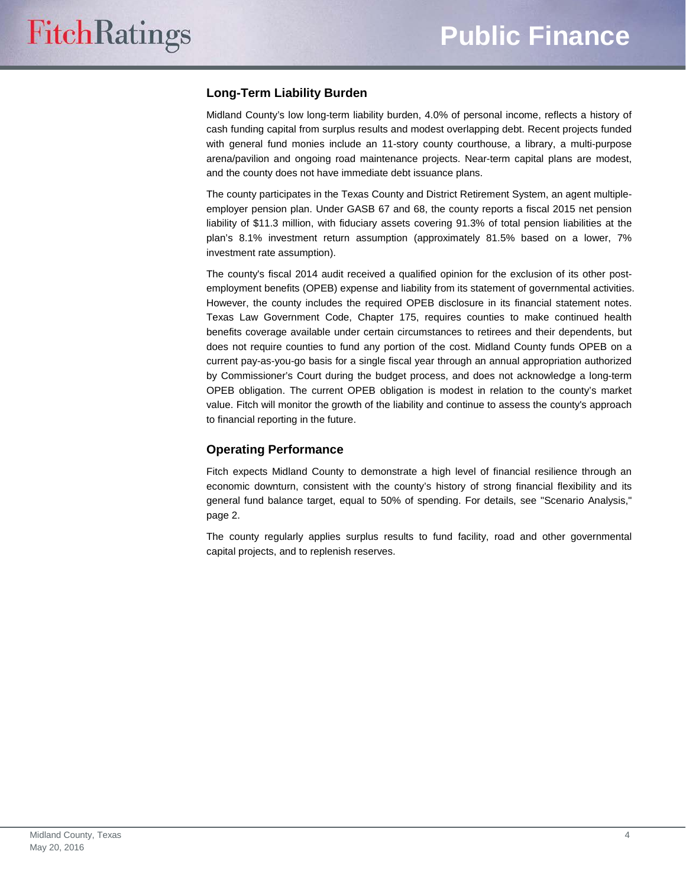## Long-Term Liability Burden

Midland County's low long-term liability burden, 4.0% of personal income, reflects a history of cash funding capital from surplus results and modest overlapping debt. Recent projects funded with general fund monies include an 11-story county courthouse, a library, a multi-purpose arena/pavilion and ongoing road maintenance projects. Near-term capital plans are modest, and the county does not have immediate debt issuance plans.

The county participates in the Texas County and District Retirement System, an agent multiple-employer pension plan. Under GASB 67 and 68, the county reports a fiscal 2015 net pension liability of $11.3 million, with fiduciary assets covering 91.3% of total pension liabilities at the plan's 8.1% investment return assumption (approximately 81.5% based on a lower, 7% investment rate assumption).

The county's fiscal 2014 audit received a qualified opinion for the exclusion of its other post-employment benefits (OPEB) expense and liability from its statement of governmental activities. However, the county includes the required OPEB disclosure in its financial statement notes. Texas Law Government Code, Chapter 175, requires counties to make continued health benefits coverage available under certain circumstances to retirees and their dependents, but does not require counties to fund any portion of the cost. Midland County funds OPEB on a current pay-as-you-go basis for a single fiscal year through an annual appropriation authorized by Commissioner's Court during the budget process, and does not acknowledge a long-term OPEB obligation. The current OPEB obligation is modest in relation to the county's market value. Fitch will monitor the growth of the liability and continue to assess the county's approach to financial reporting in the future.

## Operating Performance

Fitch expects Midland County to demonstrate a high level of financial resilience through an economic downturn, consistent with the county's history of strong financial flexibility and its general fund balance target, equal to 50% of spending. For details, see "Scenario Analysis," page 2.

The county regularly applies surplus results to fund facility, road and other governmental capital projects, and to replenish reserves.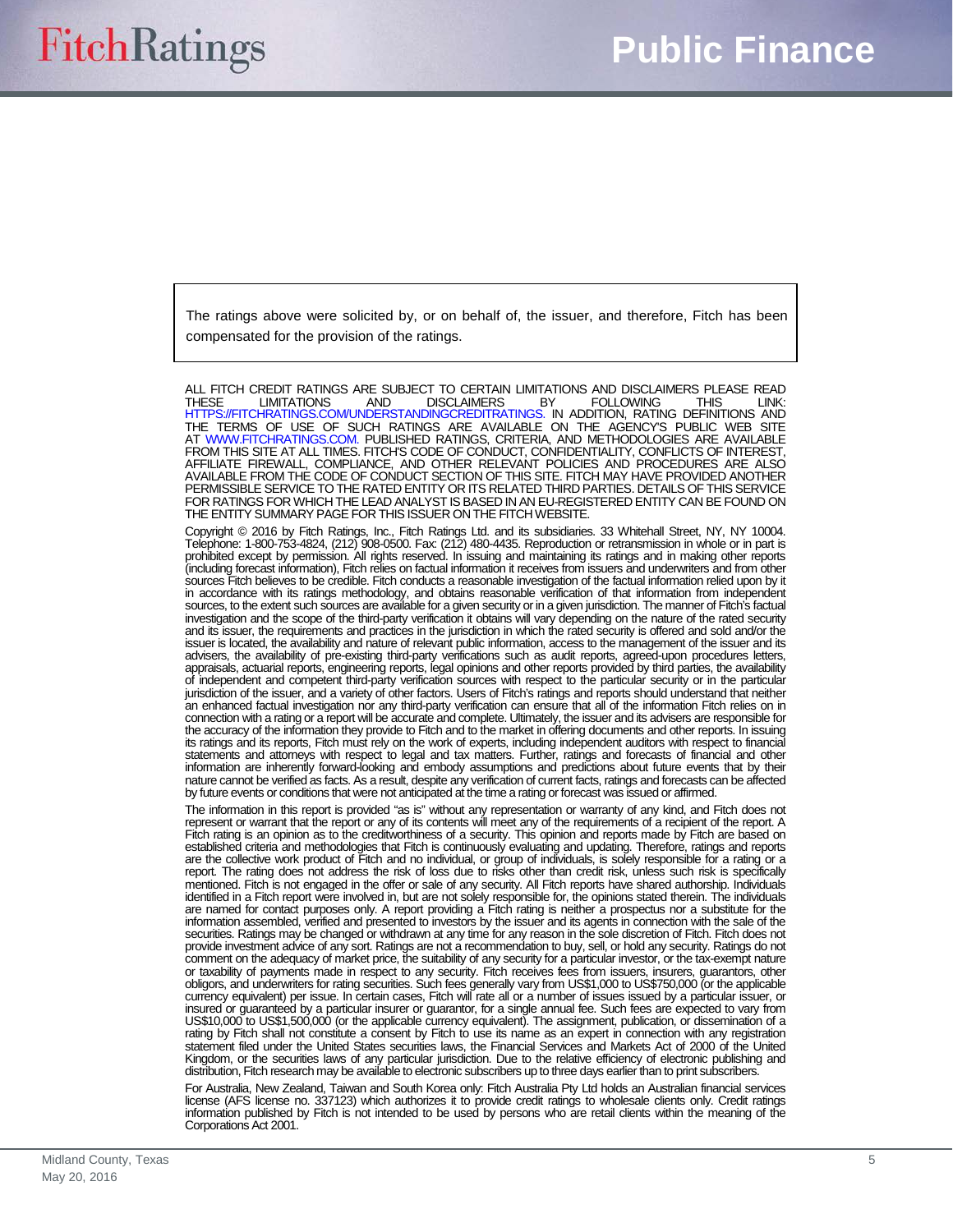The ratings above were solicited by, or on behalf of, the issuer, and therefore, Fitch has been compensated for the provision of the ratings.

ALL FITCH CREDIT RATINGS ARE SUBJECT TO CERTAIN LIMITATIONS AND DISCLAIMERS PLEASE READ THESE LIMITATIONS AND DISCLAIMERS BY FOLLOWING THIS LINK: HTTPS://FITCHRATINGS.COM/UNDERSTANDINGCREDITRATINGS. IN ADDITION, RATING DEFINITIONS AND THE TERMS OF USE OF SUCH RATINGS ARE AVAILABLE ON THE AGENCY'S PUBLIC WEB SITE AT WWW.FITCHRATINGS.COM. PUBLISHED RATINGS, CRITERIA, AND METHODOLOGIES ARE AVAILABLE FROM THIS SITE AT ALL TIMES. FITCH'S CODE OF CONDUCT, CONFIDENTIALITY, CONFLICTS OF INTEREST, AFFILIATE FIREWALL, COMPLIANCE, AND OTHER RELEVANT POLICIES AND PROCEDURES ARE ALSO AVAILABLE FROM THE CODE OF CONDUCT SECTION OF THIS SITE. FITCH MAY HAVE PROVIDED ANOTHER PERMISSIBLE SERVICE TO THE RATED ENTITY OR ITS RELATED THIRD PARTIES. DETAILS OF THIS SERVICE FOR RATINGS FOR WHICH THE LEAD ANALYST IS BASED IN AN EU-REGISTERED ENTITY CAN BE FOUND ON THE ENTITY SUMMARY PAGE FOR THIS ISSUER ON THE FITCH WEBSITE.

Copyright © 2016 by Fitch Ratings, Inc., Fitch Ratings Ltd. and its subsidiaries. 33 Whitehall Street, NY, NY 10004. Telephone: 1-800-753-4824, (212) 908-0500. Fax: (212) 480-4435. Reproduction or retransmission in whole or in part is prohibited except by permission. All rights reserved. In issuing and maintaining its ratings and in making other reports (including forecast information), Fitch relies on factual information it receives from issuers and underwriters and from other sources Fitch believes to be credible. Fitch conducts a reasonable investigation of the factual information relied upon by it in accordance with its ratings methodology, and obtains reasonable verification of that information from independent sources, to the extent such sources are available for a given security or in a given jurisdiction. The manner of Fitch's factual investigation and the scope of the third-party verification it obtains will vary depending on the nature of the rated security and its issuer, the requirements and practices in the jurisdiction in which the rated security is offered and sold and/or the issuer is located, the availability and nature of relevant public information, access to the management of the issuer and its advisers, the availability of pre-existing third-party verifications such as audit reports, agreed-upon procedures letters, appraisals, actuarial reports, engineering reports, legal opinions and other reports provided by third parties, the availability of independent and competent third-party verification sources with respect to the particular security or in the particular jurisdiction of the issuer, and a variety of other factors. Users of Fitch's ratings and reports should understand that neither an enhanced factual investigation nor any third-party verification can ensure that all of the information Fitch relies on in connection with a rating or a report will be accurate and complete. Ultimately, the issuer and its advisers are responsible for the accuracy of the information they provide to Fitch and to the market in offering documents and other reports. In issuing its ratings and its reports, Fitch must rely on the work of experts, including independent auditors with respect to financial statements and attorneys with respect to legal and tax matters. Further, ratings and forecasts of financial and other information are inherently forward-looking and embody assumptions and predictions about future events that by their nature cannot be verified as facts. As a result, despite any verification of current facts, ratings and forecasts can be affected by future events or conditions that were not anticipated at the time a rating or forecast was issued or affirmed.

The information in this report is provided "as is" without any representation or warranty of any kind, and Fitch does not represent or warrant that the report or any of its contents will meet any of the requirements of a recipient of the report. A Fitch rating is an opinion as to the creditworthiness of a security. This opinion and reports made by Fitch are based on established criteria and methodologies that Fitch is continuously evaluating and updating. Therefore, ratings and reports are the collective work product of Fitch and no individual, or group of individuals, is solely responsible for a rating or a report. The rating does not address the risk of loss due to risks other than credit risk, unless such risk is specifically mentioned. Fitch is not engaged in the offer or sale of any security. All Fitch reports have shared authorship. Individuals identified in a Fitch report were involved in, but are not solely responsible for, the opinions stated therein. The individuals are named for contact purposes only. A report providing a Fitch rating is neither a prospectus nor a substitute for the information assembled, verified and presented to investors by the issuer and its agents in connection with the sale of the securities. Ratings may be changed or withdrawn at any time for any reason in the sole discretion of Fitch. Fitch does not provide investment advice of any sort. Ratings are not a recommendation to buy, sell, or hold any security. Ratings do not comment on the adequacy of market price, the suitability of any security for a particular investor, or the tax-exempt nature or taxability of payments made in respect to any security. Fitch receives fees from issuers, insurers, guarantors, other obligors, and underwriters for rating securities. Such fees generally vary from US$1,000 to US$750,000 (or the applicable currency equivalent) per issue. In certain cases, Fitch will rate all or a number of issues issued by a particular issuer, or insured or guaranteed by a particular insurer or guarantor, for a single annual fee. Such fees are expected to vary from US$10,000 to US$1,500,000 (or the applicable currency equivalent). The assignment, publication, or dissemination of a rating by Fitch shall not constitute a consent by Fitch to use its name as an expert in connection with any registration statement filed under the United States securities laws, the Financial Services and Markets Act of 2000 of the United Kingdom, or the securities laws of any particular jurisdiction. Due to the relative efficiency of electronic publishing and distribution, Fitch research may be available to electronic subscribers up to three days earlier than to print subscribers.

For Australia, New Zealand, Taiwan and South Korea only: Fitch Australia Pty Ltd holds an Australian financial services license (AFS license no. 337123) which authorizes it to provide credit ratings to wholesale clients only. Credit ratings information published by Fitch is not intended to be used by persons who are retail clients within the meaning of the Corporations Act 2001.